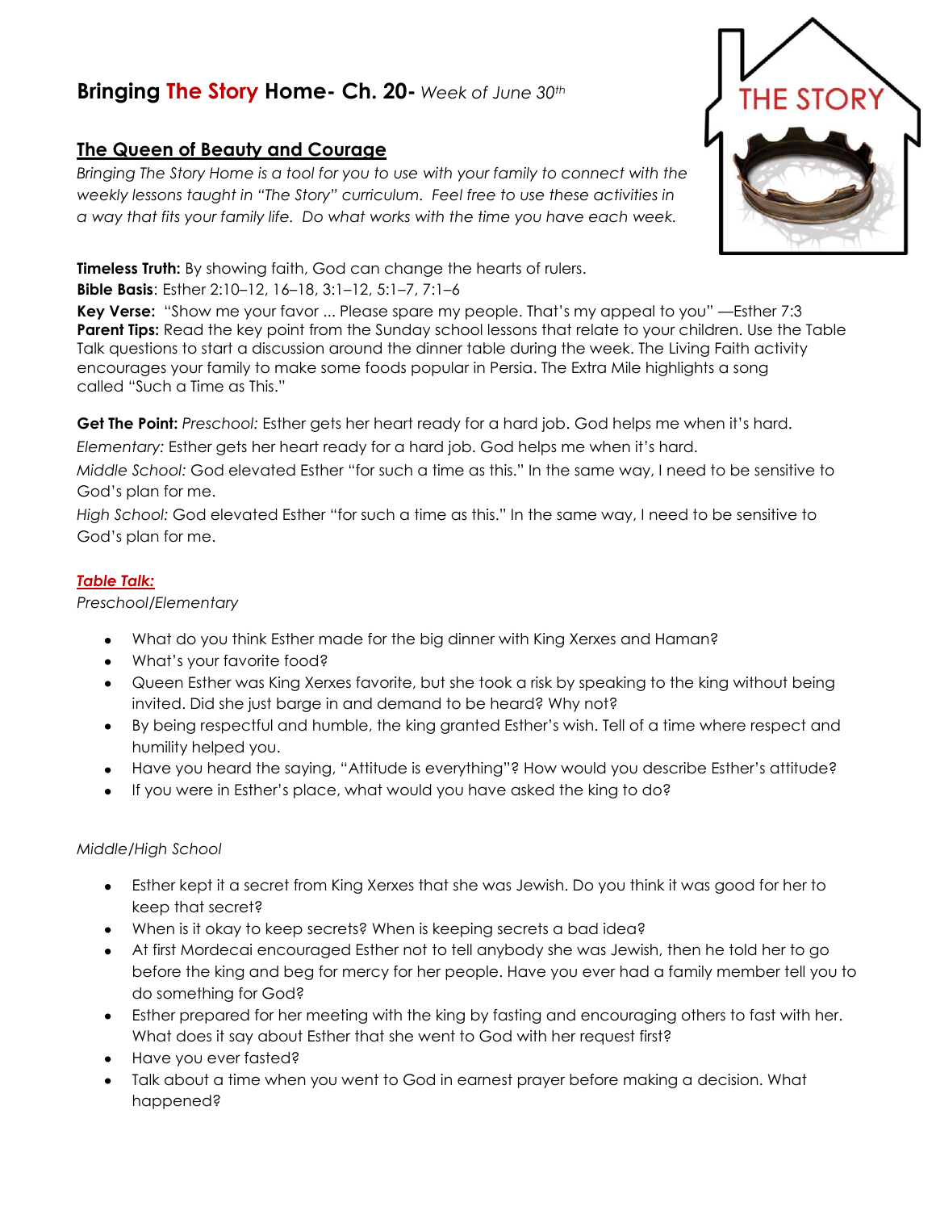# Bringing The Story Home- Ch. 20- *Week of June 30th*

## The Queen of Beauty and Courage

*Bringing The Story Home is a tool for you to use with your family to connect with the weekly lessons taught in "The Story" curriculum. Feel free to use these activities in a way that fits your family life. Do what works with the time you have each week.*

**Timeless Truth:** By showing faith, God can change the hearts of rulers.

**Bible Basis**: Esther 2:10–12, 16–18, 3:1–12, 5:1–7, 7:1–6

**Key Verse:** "Show me your favor ... Please spare my people. That's my appeal to you" —Esther 7:3

**Parent Tips:** Read the key point from the Sunday school lessons that relate to your children. Use the Table Talk questions to start a discussion around the dinner table during the week. The Living Faith activity encourages your family to make some foods popular in Persia. The Extra Mile highlights a song called "Such a Time as This."

**Get The Point:** *Preschool:* Esther gets her heart ready for a hard job. God helps me when it's hard.

*Elementary:* Esther gets her heart ready for a hard job. God helps me when it's hard.

*Middle School:* God elevated Esther "for such a time as this." In the same way, I need to be sensitive to God's plan for me.

*High School:* God elevated Esther "for such a time as this." In the same way, I need to be sensitive to God's plan for me.

### *Table Talk:*

*Preschool/Elementary*

- What do you think Esther made for the big dinner with King Xerxes and Haman?
- What's your favorite food?
- Queen Esther was King Xerxes favorite, but she took a risk by speaking to the king without being invited. Did she just barge in and demand to be heard? Why not?
- By being respectful and humble, the king granted Esther's wish. Tell of a time where respect and humility helped you.
- Have you heard the saying, "Attitude is everything"? How would you describe Esther's attitude?
- If you were in Esther's place, what would you have asked the king to do?

*Middle/High School*

- Esther kept it a secret from King Xerxes that she was Jewish. Do you think it was good for her to keep that secret?
- When is it okay to keep secrets? When is keeping secrets a bad idea?
- At first Mordecai encouraged Esther not to tell anybody she was Jewish, then he told her to go before the king and beg for mercy for her people. Have you ever had a family member tell you to do something for God?
- Esther prepared for her meeting with the king by fasting and encouraging others to fast with her. What does it say about Esther that she went to God with her request first?
- Have you ever fasted?
- Talk about a time when you went to God in earnest prayer before making a decision. What happened?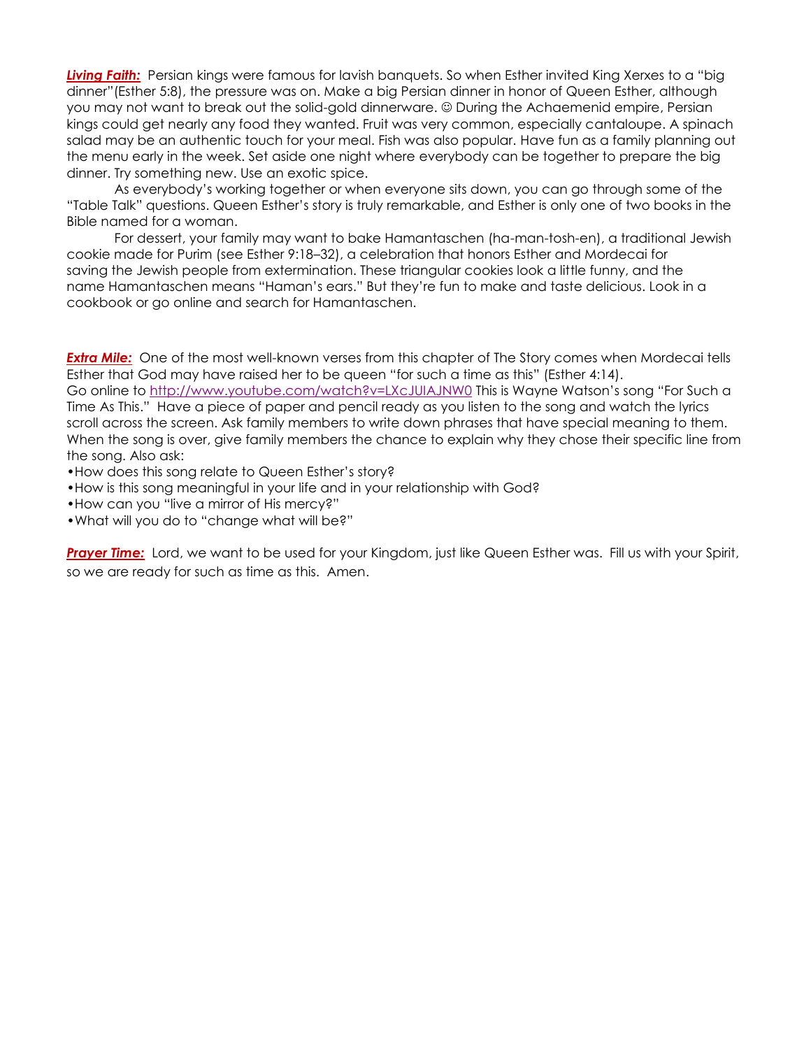***Living Faith:*** Persian kings were famous for lavish banquets. So when Esther invited King Xerxes to a "big dinner"(Esther 5:8), the pressure was on. Make a big Persian dinner in honor of Queen Esther, although you may not want to break out the solid-gold dinnerware. ☺ During the Achaemenid empire, Persian kings could get nearly any food they wanted. Fruit was very common, especially cantaloupe. A spinach salad may be an authentic touch for your meal. Fish was also popular. Have fun as a family planning out the menu early in the week. Set aside one night where everybody can be together to prepare the big dinner. Try something new. Use an exotic spice.

As everybody's working together or when everyone sits down, you can go through some of the "Table Talk" questions. Queen Esther's story is truly remarkable, and Esther is only one of two books in the Bible named for a woman.

For dessert, your family may want to bake Hamantaschen (ha-man-tosh-en), a traditional Jewish cookie made for Purim (see Esther 9:18–32), a celebration that honors Esther and Mordecai for saving the Jewish people from extermination. These triangular cookies look a little funny, and the name Hamantaschen means "Haman's ears." But they're fun to make and taste delicious. Look in a cookbook or go online and search for Hamantaschen.

***Extra Mile:*** One of the most well-known verses from this chapter of The Story comes when Mordecai tells Esther that God may have raised her to be queen "for such a time as this" (Esther 4:14).
Go online to [http://www.youtube.com/watch?v=LXcJUIAJNW0](http://www.youtube.com/watch?v=LXcJUIAJNW0) This is Wayne Watson's song "For Such a Time As This." Have a piece of paper and pencil ready as you listen to the song and watch the lyrics scroll across the screen. Ask family members to write down phrases that have special meaning to them. When the song is over, give family members the chance to explain why they chose their specific line from the song. Also ask:

- How does this song relate to Queen Esther's story?
- How is this song meaningful in your life and in your relationship with God?
- How can you "live a mirror of His mercy?"
- What will you do to "change what will be?"

***Prayer Time:*** Lord, we want to be used for your Kingdom, just like Queen Esther was. Fill us with your Spirit, so we are ready for such as time as this. Amen.